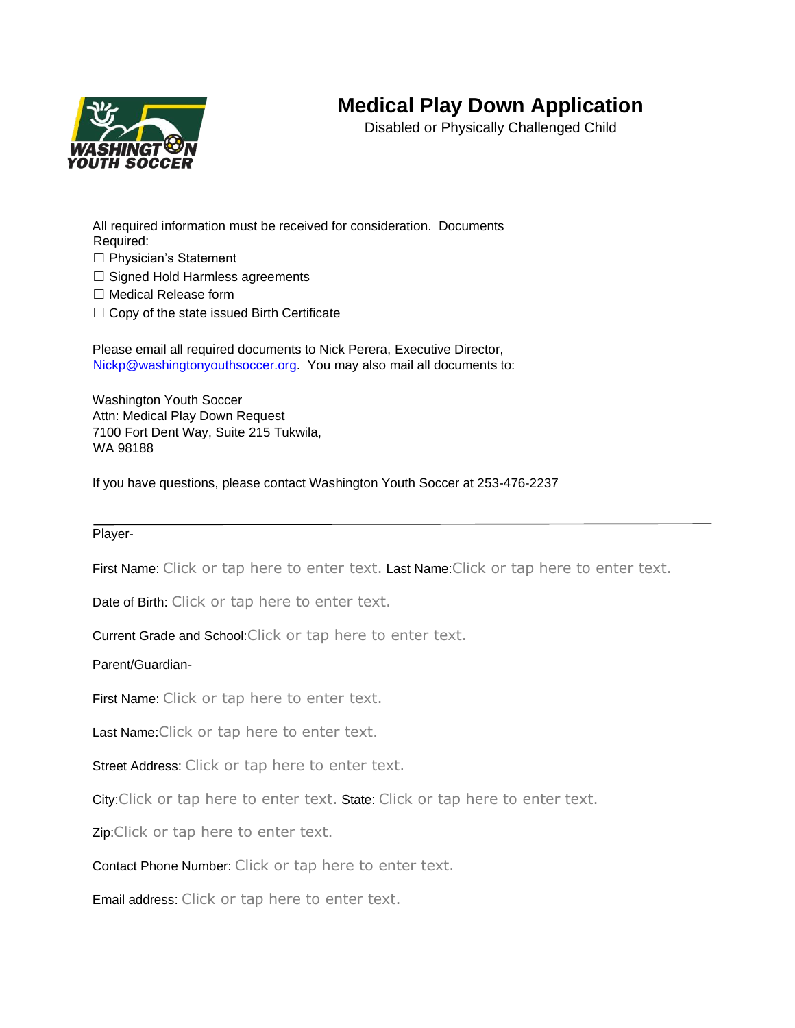# Medical Play Down Application

Disabled or Physically Challenged Child

All required information must be received for consideration. Documents Required:

- ☐ Physician's Statement
- ☐ Signed Hold Harmless agreements
- ☐ Medical Release form
- ☐ Copy of the state issued Birth Certificate

Please email all required documents to Nick Perera, Executive Director, Nickp@washingtonyouthsoccer.org. You may also mail all documents to:

Washington Youth Soccer
Attn: Medical Play Down Request
7100 Fort Dent Way, Suite 215 Tukwila,
WA 98188

If you have questions, please contact Washington Youth Soccer at 253-476-2237

---

Player-

First Name: Click or tap here to enter text. Last Name:Click or tap here to enter text.

Date of Birth: Click or tap here to enter text.

Current Grade and School:Click or tap here to enter text.

Parent/Guardian-

First Name: Click or tap here to enter text.

Last Name:Click or tap here to enter text.

Street Address: Click or tap here to enter text.

City:Click or tap here to enter text. State: Click or tap here to enter text.

Zip:Click or tap here to enter text.

Contact Phone Number: Click or tap here to enter text.

Email address: Click or tap here to enter text.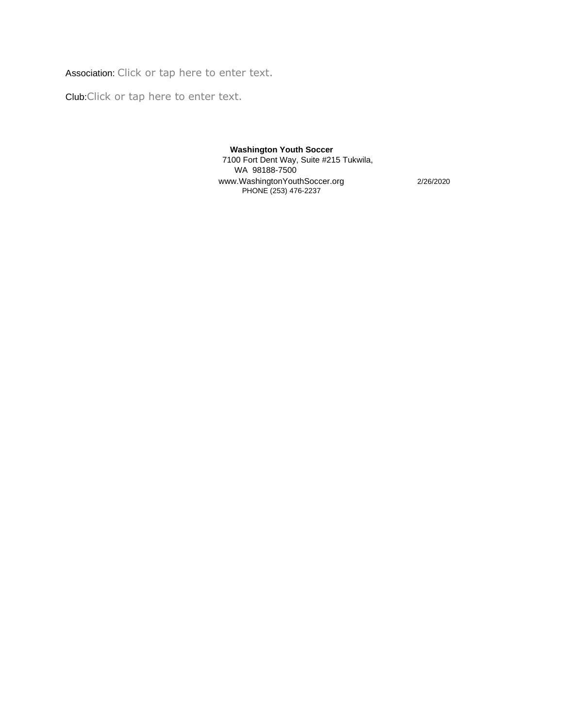Association: Click or tap here to enter text.

Club:Click or tap here to enter text.

**Washington Youth Soccer**
7100 Fort Dent Way, Suite #215 Tukwila,
WA 98188-7500
www.WashingtonYouthSoccer.org
PHONE (253) 476-2237

2/26/2020